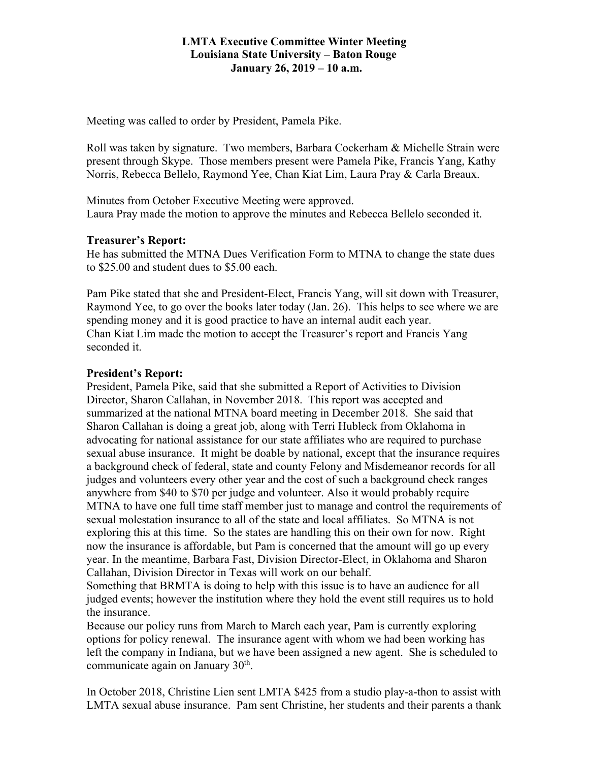**LMTA Executive Committee Winter Meeting**
**Louisiana State University – Baton Rouge**
**January 26, 2019 – 10 a.m.**

Meeting was called to order by President, Pamela Pike.

Roll was taken by signature. Two members, Barbara Cockerham & Michelle Strain were present through Skype. Those members present were Pamela Pike, Francis Yang, Kathy Norris, Rebecca Bellelo, Raymond Yee, Chan Kiat Lim, Laura Pray & Carla Breaux.

Minutes from October Executive Meeting were approved.
Laura Pray made the motion to approve the minutes and Rebecca Bellelo seconded it.

**Treasurer's Report:**
He has submitted the MTNA Dues Verification Form to MTNA to change the state dues to $25.00 and student dues to $5.00 each.

Pam Pike stated that she and President-Elect, Francis Yang, will sit down with Treasurer, Raymond Yee, to go over the books later today (Jan. 26). This helps to see where we are spending money and it is good practice to have an internal audit each year.
Chan Kiat Lim made the motion to accept the Treasurer's report and Francis Yang seconded it.

**President's Report:**
President, Pamela Pike, said that she submitted a Report of Activities to Division Director, Sharon Callahan, in November 2018. This report was accepted and summarized at the national MTNA board meeting in December 2018. She said that Sharon Callahan is doing a great job, along with Terri Hubleck from Oklahoma in advocating for national assistance for our state affiliates who are required to purchase sexual abuse insurance. It might be doable by national, except that the insurance requires a background check of federal, state and county Felony and Misdemeanor records for all judges and volunteers every other year and the cost of such a background check ranges anywhere from $40 to $70 per judge and volunteer. Also it would probably require MTNA to have one full time staff member just to manage and control the requirements of sexual molestation insurance to all of the state and local affiliates. So MTNA is not exploring this at this time. So the states are handling this on their own for now. Right now the insurance is affordable, but Pam is concerned that the amount will go up every year. In the meantime, Barbara Fast, Division Director-Elect, in Oklahoma and Sharon Callahan, Division Director in Texas will work on our behalf.
Something that BRMTA is doing to help with this issue is to have an audience for all judged events; however the institution where they hold the event still requires us to hold the insurance.
Because our policy runs from March to March each year, Pam is currently exploring options for policy renewal. The insurance agent with whom we had been working has left the company in Indiana, but we have been assigned a new agent. She is scheduled to communicate again on January 30th.

In October 2018, Christine Lien sent LMTA $425 from a studio play-a-thon to assist with LMTA sexual abuse insurance. Pam sent Christine, her students and their parents a thank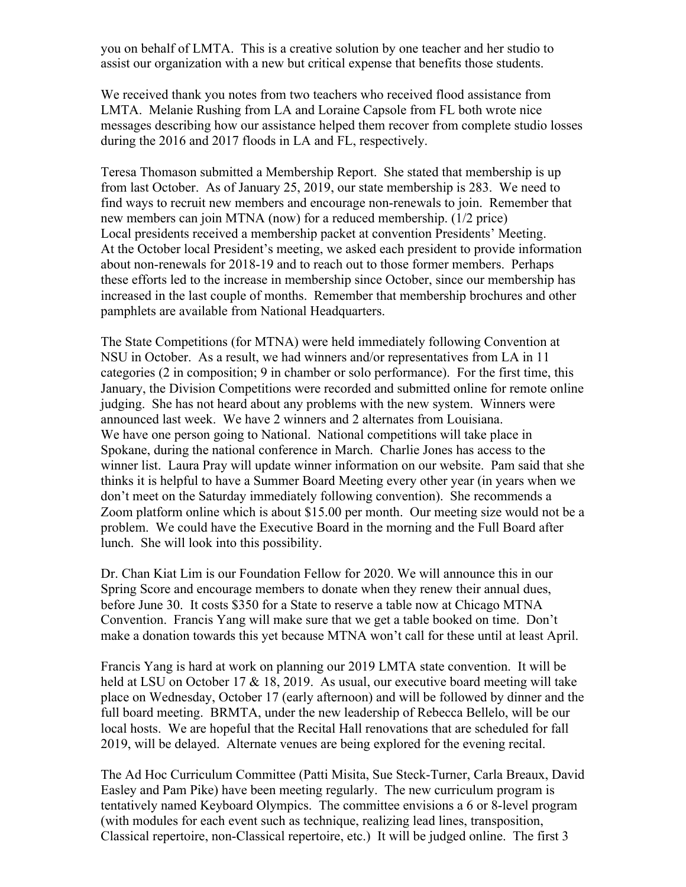you on behalf of LMTA. This is a creative solution by one teacher and her studio to assist our organization with a new but critical expense that benefits those students.

We received thank you notes from two teachers who received flood assistance from LMTA. Melanie Rushing from LA and Loraine Capsole from FL both wrote nice messages describing how our assistance helped them recover from complete studio losses during the 2016 and 2017 floods in LA and FL, respectively.

Teresa Thomason submitted a Membership Report. She stated that membership is up from last October. As of January 25, 2019, our state membership is 283. We need to find ways to recruit new members and encourage non-renewals to join. Remember that new members can join MTNA (now) for a reduced membership. (1/2 price)
Local presidents received a membership packet at convention Presidents' Meeting.
At the October local President's meeting, we asked each president to provide information about non-renewals for 2018-19 and to reach out to those former members. Perhaps these efforts led to the increase in membership since October, since our membership has increased in the last couple of months. Remember that membership brochures and other pamphlets are available from National Headquarters.

The State Competitions (for MTNA) were held immediately following Convention at NSU in October. As a result, we had winners and/or representatives from LA in 11 categories (2 in composition; 9 in chamber or solo performance). For the first time, this January, the Division Competitions were recorded and submitted online for remote online judging. She has not heard about any problems with the new system. Winners were announced last week. We have 2 winners and 2 alternates from Louisiana.
We have one person going to National. National competitions will take place in Spokane, during the national conference in March. Charlie Jones has access to the winner list. Laura Pray will update winner information on our website. Pam said that she thinks it is helpful to have a Summer Board Meeting every other year (in years when we don't meet on the Saturday immediately following convention). She recommends a Zoom platform online which is about $15.00 per month. Our meeting size would not be a problem. We could have the Executive Board in the morning and the Full Board after lunch. She will look into this possibility.

Dr. Chan Kiat Lim is our Foundation Fellow for 2020. We will announce this in our Spring Score and encourage members to donate when they renew their annual dues, before June 30. It costs $350 for a State to reserve a table now at Chicago MTNA Convention. Francis Yang will make sure that we get a table booked on time. Don't make a donation towards this yet because MTNA won't call for these until at least April.

Francis Yang is hard at work on planning our 2019 LMTA state convention. It will be held at LSU on October 17 & 18, 2019. As usual, our executive board meeting will take place on Wednesday, October 17 (early afternoon) and will be followed by dinner and the full board meeting. BRMTA, under the new leadership of Rebecca Bellelo, will be our local hosts. We are hopeful that the Recital Hall renovations that are scheduled for fall 2019, will be delayed. Alternate venues are being explored for the evening recital.

The Ad Hoc Curriculum Committee (Patti Misita, Sue Steck-Turner, Carla Breaux, David Easley and Pam Pike) have been meeting regularly. The new curriculum program is tentatively named Keyboard Olympics. The committee envisions a 6 or 8-level program (with modules for each event such as technique, realizing lead lines, transposition, Classical repertoire, non-Classical repertoire, etc.) It will be judged online. The first 3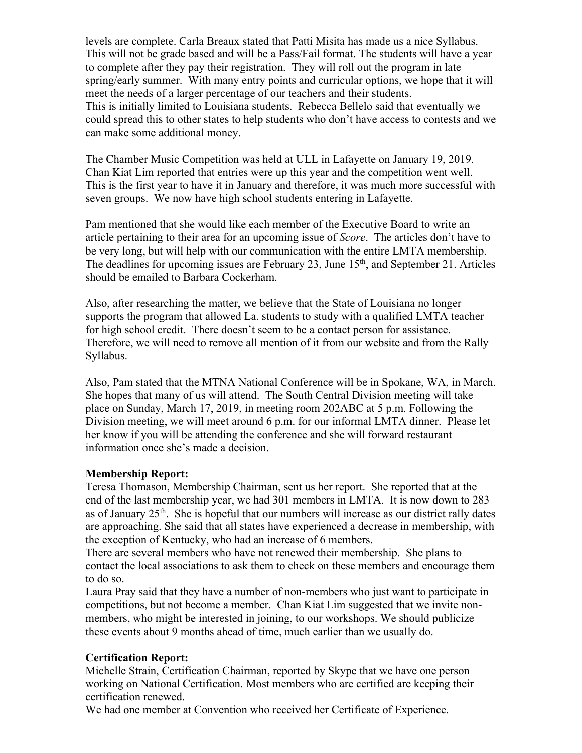levels are complete. Carla Breaux stated that Patti Misita has made us a nice Syllabus. This will not be grade based and will be a Pass/Fail format. The students will have a year to complete after they pay their registration. They will roll out the program in late spring/early summer. With many entry points and curricular options, we hope that it will meet the needs of a larger percentage of our teachers and their students.
This is initially limited to Louisiana students. Rebecca Bellelo said that eventually we could spread this to other states to help students who don't have access to contests and we can make some additional money.

The Chamber Music Competition was held at ULL in Lafayette on January 19, 2019. Chan Kiat Lim reported that entries were up this year and the competition went well. This is the first year to have it in January and therefore, it was much more successful with seven groups. We now have high school students entering in Lafayette.

Pam mentioned that she would like each member of the Executive Board to write an article pertaining to their area for an upcoming issue of *Score*. The articles don't have to be very long, but will help with our communication with the entire LMTA membership. The deadlines for upcoming issues are February 23, June 15th, and September 21. Articles should be emailed to Barbara Cockerham.

Also, after researching the matter, we believe that the State of Louisiana no longer supports the program that allowed La. students to study with a qualified LMTA teacher for high school credit. There doesn't seem to be a contact person for assistance. Therefore, we will need to remove all mention of it from our website and from the Rally Syllabus.

Also, Pam stated that the MTNA National Conference will be in Spokane, WA, in March. She hopes that many of us will attend. The South Central Division meeting will take place on Sunday, March 17, 2019, in meeting room 202ABC at 5 p.m. Following the Division meeting, we will meet around 6 p.m. for our informal LMTA dinner. Please let her know if you will be attending the conference and she will forward restaurant information once she's made a decision.

**Membership Report:**
Teresa Thomason, Membership Chairman, sent us her report. She reported that at the end of the last membership year, we had 301 members in LMTA. It is now down to 283 as of January 25th. She is hopeful that our numbers will increase as our district rally dates are approaching. She said that all states have experienced a decrease in membership, with the exception of Kentucky, who had an increase of 6 members.
There are several members who have not renewed their membership. She plans to contact the local associations to ask them to check on these members and encourage them to do so.
Laura Pray said that they have a number of non-members who just want to participate in competitions, but not become a member. Chan Kiat Lim suggested that we invite non-members, who might be interested in joining, to our workshops. We should publicize these events about 9 months ahead of time, much earlier than we usually do.

**Certification Report:**
Michelle Strain, Certification Chairman, reported by Skype that we have one person working on National Certification. Most members who are certified are keeping their certification renewed.
We had one member at Convention who received her Certificate of Experience.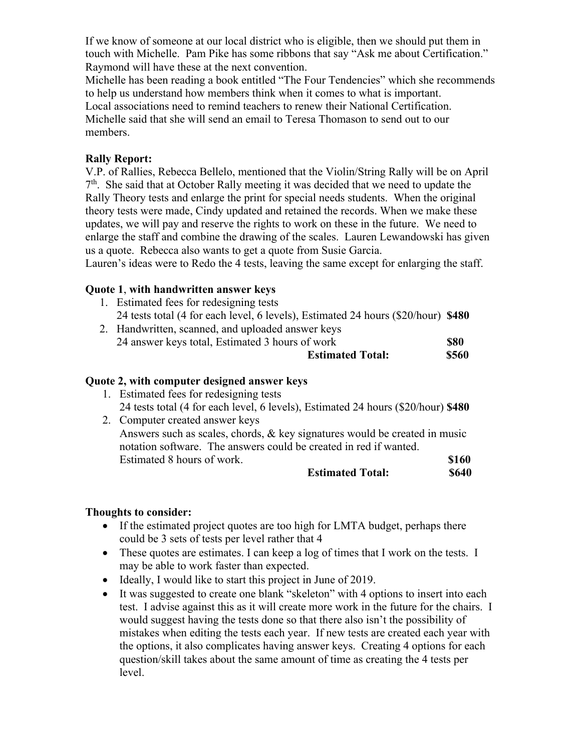If we know of someone at our local district who is eligible, then we should put them in touch with Michelle. Pam Pike has some ribbons that say "Ask me about Certification." Raymond will have these at the next convention.
Michelle has been reading a book entitled "The Four Tendencies" which she recommends to help us understand how members think when it comes to what is important.
Local associations need to remind teachers to renew their National Certification.
Michelle said that she will send an email to Teresa Thomason to send out to our members.

**Rally Report:**
V.P. of Rallies, Rebecca Bellelo, mentioned that the Violin/String Rally will be on April 7th. She said that at October Rally meeting it was decided that we need to update the Rally Theory tests and enlarge the print for special needs students. When the original theory tests were made, Cindy updated and retained the records. When we make these updates, we will pay and reserve the rights to work on these in the future. We need to enlarge the staff and combine the drawing of the scales. Lauren Lewandowski has given us a quote. Rebecca also wants to get a quote from Susie Garcia.
Lauren's ideas were to Redo the 4 tests, leaving the same except for enlarging the staff.

**Quote 1, with handwritten answer keys**

1. Estimated fees for redesigning tests
   24 tests total (4 for each level, 6 levels), Estimated 24 hours ($20/hour) **$480**
2. Handwritten, scanned, and uploaded answer keys
   24 answer keys total, Estimated 3 hours of work **$80**

**Estimated Total: $560**

**Quote 2, with computer designed answer keys**

1. Estimated fees for redesigning tests
   24 tests total (4 for each level, 6 levels), Estimated 24 hours ($20/hour) **$480**
2. Computer created answer keys
   Answers such as scales, chords, & key signatures would be created in music notation software. The answers could be created in red if wanted.
   Estimated 8 hours of work. **$160**

**Estimated Total: $640**

**Thoughts to consider:**

- If the estimated project quotes are too high for LMTA budget, perhaps there could be 3 sets of tests per level rather that 4
- These quotes are estimates. I can keep a log of times that I work on the tests. I may be able to work faster than expected.
- Ideally, I would like to start this project in June of 2019.
- It was suggested to create one blank "skeleton" with 4 options to insert into each test. I advise against this as it will create more work in the future for the chairs. I would suggest having the tests done so that there also isn't the possibility of mistakes when editing the tests each year. If new tests are created each year with the options, it also complicates having answer keys. Creating 4 options for each question/skill takes about the same amount of time as creating the 4 tests per level.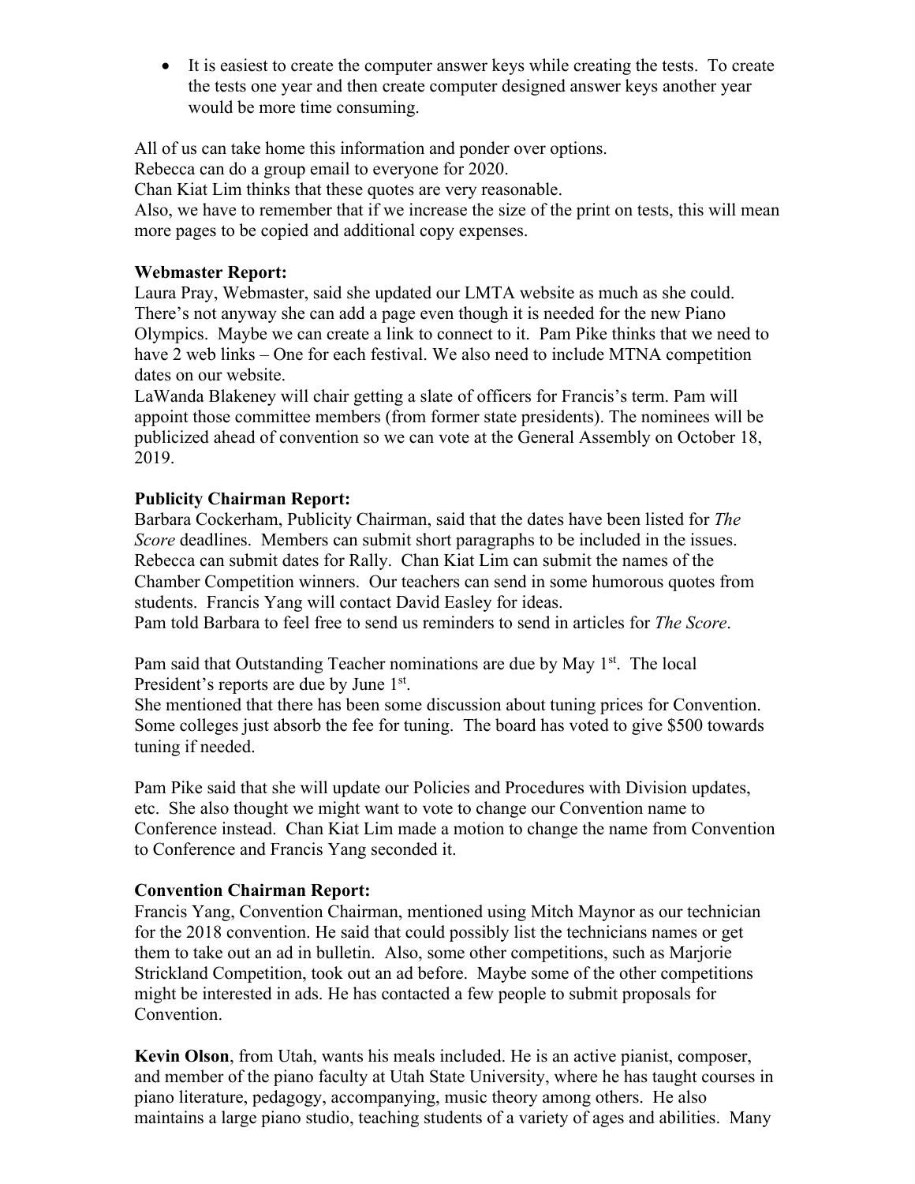- It is easiest to create the computer answer keys while creating the tests. To create the tests one year and then create computer designed answer keys another year would be more time consuming.

All of us can take home this information and ponder over options.
Rebecca can do a group email to everyone for 2020.
Chan Kiat Lim thinks that these quotes are very reasonable.
Also, we have to remember that if we increase the size of the print on tests, this will mean more pages to be copied and additional copy expenses.

**Webmaster Report:**
Laura Pray, Webmaster, said she updated our LMTA website as much as she could. There's not anyway she can add a page even though it is needed for the new Piano Olympics. Maybe we can create a link to connect to it. Pam Pike thinks that we need to have 2 web links – One for each festival. We also need to include MTNA competition dates on our website.
LaWanda Blakeney will chair getting a slate of officers for Francis's term. Pam will appoint those committee members (from former state presidents). The nominees will be publicized ahead of convention so we can vote at the General Assembly on October 18, 2019.

**Publicity Chairman Report:**
Barbara Cockerham, Publicity Chairman, said that the dates have been listed for *The Score* deadlines. Members can submit short paragraphs to be included in the issues. Rebecca can submit dates for Rally. Chan Kiat Lim can submit the names of the Chamber Competition winners. Our teachers can send in some humorous quotes from students. Francis Yang will contact David Easley for ideas.
Pam told Barbara to feel free to send us reminders to send in articles for *The Score*.

Pam said that Outstanding Teacher nominations are due by May 1st. The local President's reports are due by June 1st.
She mentioned that there has been some discussion about tuning prices for Convention. Some colleges just absorb the fee for tuning. The board has voted to give $500 towards tuning if needed.

Pam Pike said that she will update our Policies and Procedures with Division updates, etc. She also thought we might want to vote to change our Convention name to Conference instead. Chan Kiat Lim made a motion to change the name from Convention to Conference and Francis Yang seconded it.

**Convention Chairman Report:**
Francis Yang, Convention Chairman, mentioned using Mitch Maynor as our technician for the 2018 convention. He said that could possibly list the technicians names or get them to take out an ad in bulletin. Also, some other competitions, such as Marjorie Strickland Competition, took out an ad before. Maybe some of the other competitions might be interested in ads. He has contacted a few people to submit proposals for Convention.

**Kevin Olson**, from Utah, wants his meals included. He is an active pianist, composer, and member of the piano faculty at Utah State University, where he has taught courses in piano literature, pedagogy, accompanying, music theory among others. He also maintains a large piano studio, teaching students of a variety of ages and abilities. Many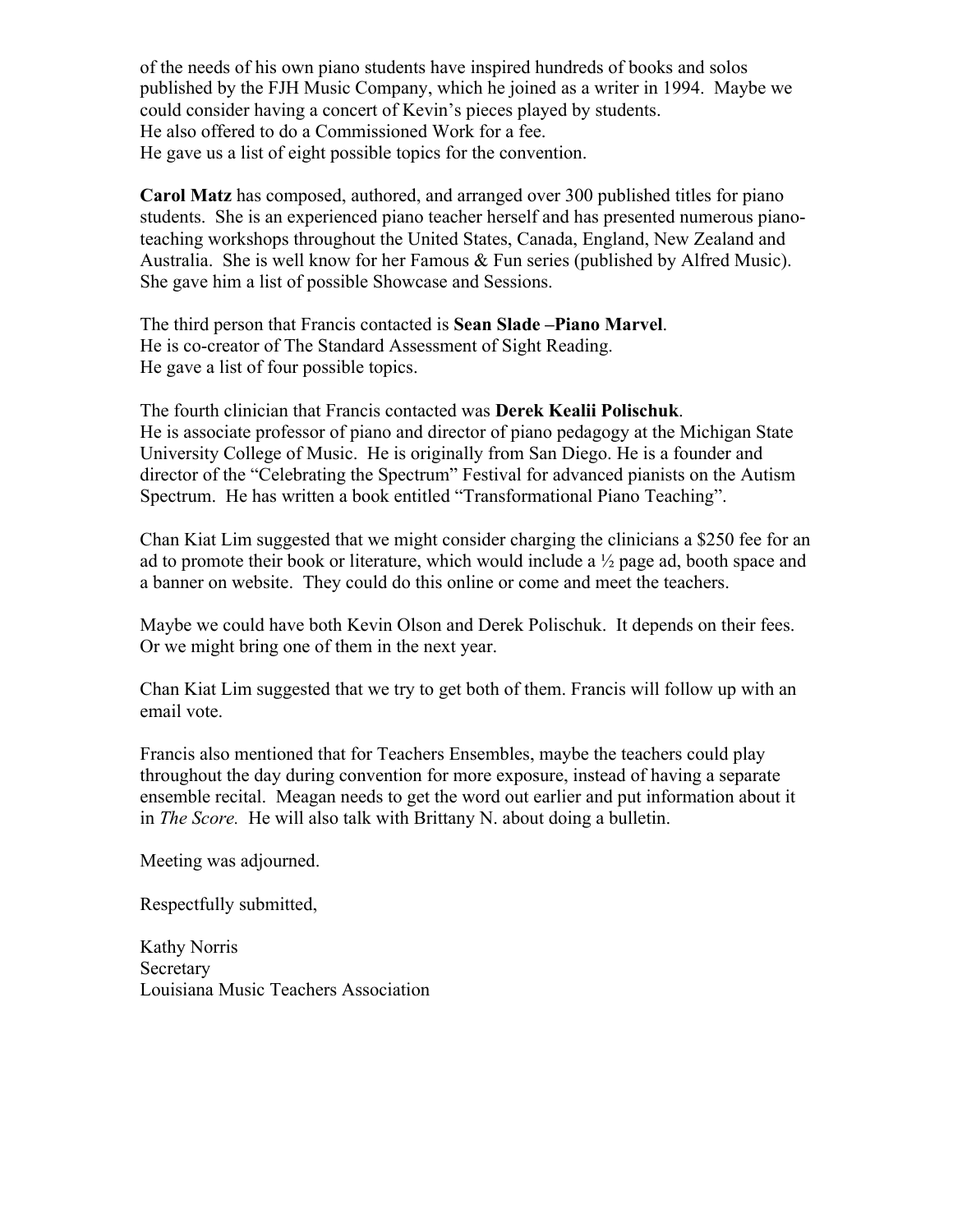of the needs of his own piano students have inspired hundreds of books and solos published by the FJH Music Company, which he joined as a writer in 1994. Maybe we could consider having a concert of Kevin's pieces played by students.
He also offered to do a Commissioned Work for a fee.
He gave us a list of eight possible topics for the convention.

**Carol Matz** has composed, authored, and arranged over 300 published titles for piano students. She is an experienced piano teacher herself and has presented numerous piano-teaching workshops throughout the United States, Canada, England, New Zealand and Australia. She is well know for her Famous & Fun series (published by Alfred Music). She gave him a list of possible Showcase and Sessions.

The third person that Francis contacted is **Sean Slade –Piano Marvel**.
He is co-creator of The Standard Assessment of Sight Reading.
He gave a list of four possible topics.

The fourth clinician that Francis contacted was **Derek Kealii Polischuk**.
He is associate professor of piano and director of piano pedagogy at the Michigan State University College of Music. He is originally from San Diego. He is a founder and director of the "Celebrating the Spectrum" Festival for advanced pianists on the Autism Spectrum. He has written a book entitled "Transformational Piano Teaching".

Chan Kiat Lim suggested that we might consider charging the clinicians a $250 fee for an ad to promote their book or literature, which would include a ½ page ad, booth space and a banner on website. They could do this online or come and meet the teachers.

Maybe we could have both Kevin Olson and Derek Polischuk. It depends on their fees. Or we might bring one of them in the next year.

Chan Kiat Lim suggested that we try to get both of them. Francis will follow up with an email vote.

Francis also mentioned that for Teachers Ensembles, maybe the teachers could play throughout the day during convention for more exposure, instead of having a separate ensemble recital. Meagan needs to get the word out earlier and put information about it in *The Score.* He will also talk with Brittany N. about doing a bulletin.

Meeting was adjourned.

Respectfully submitted,

Kathy Norris
Secretary
Louisiana Music Teachers Association